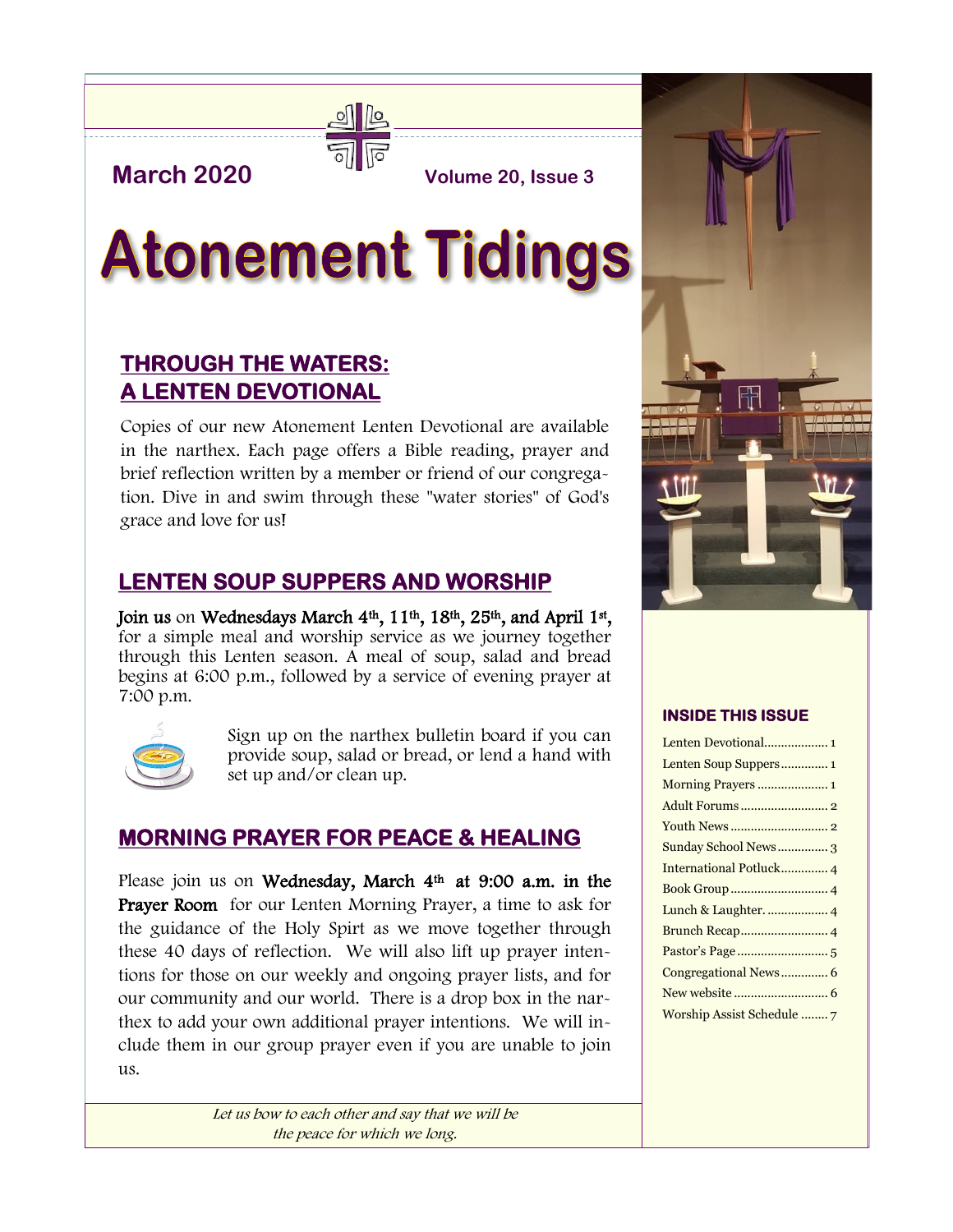**March 2020** **Volume 20, Issue 3**

# Atonement Tidings

## THROUGH THE WATERS: A LENTEN DEVOTIONAL

Copies of our new Atonement Lenten Devotional are available in the narthex. Each page offers a Bible reading, prayer and brief reflection written by a member or friend of our congregation. Dive in and swim through these "water stories" of God's grace and love for us!

## LENTEN SOUP SUPPERS AND WORSHIP

**Join us** on **Wednesdays March 4th, 11th, 18th, 25th, and April 1st,** for a simple meal and worship service as we journey together through this Lenten season. A meal of soup, salad and bread begins at 6:00 p.m., followed by a service of evening prayer at 7:00 p.m.

Sign up on the narthex bulletin board if you can provide soup, salad or bread, or lend a hand with set up and/or clean up.

## MORNING PRAYER FOR PEACE & HEALING

Please join us on **Wednesday, March 4th at 9:00 a.m. in the Prayer Room** for our Lenten Morning Prayer, a time to ask for the guidance of the Holy Spirt as we move together through these 40 days of reflection. We will also lift up prayer intentions for those on our weekly and ongoing prayer lists, and for our community and our world. There is a drop box in the narthex to add your own additional prayer intentions. We will include them in our group prayer even if you are unable to join us.

*Let us bow to each other and say that we will be the peace for which we long.*

### INSIDE THIS ISSUE

| | |
|---|---|
| Lenten Devotional | 1 |
| Lenten Soup Suppers | 1 |
| Morning Prayers | 1 |
| Adult Forums | 2 |
| Youth News | 2 |
| Sunday School News | 3 |
| International Potluck | 4 |
| Book Group | 4 |
| Lunch & Laughter. | 4 |
| Brunch Recap | 4 |
| Pastor's Page | 5 |
| Congregational News | 6 |
| New website | 6 |
| Worship Assist Schedule | 7 |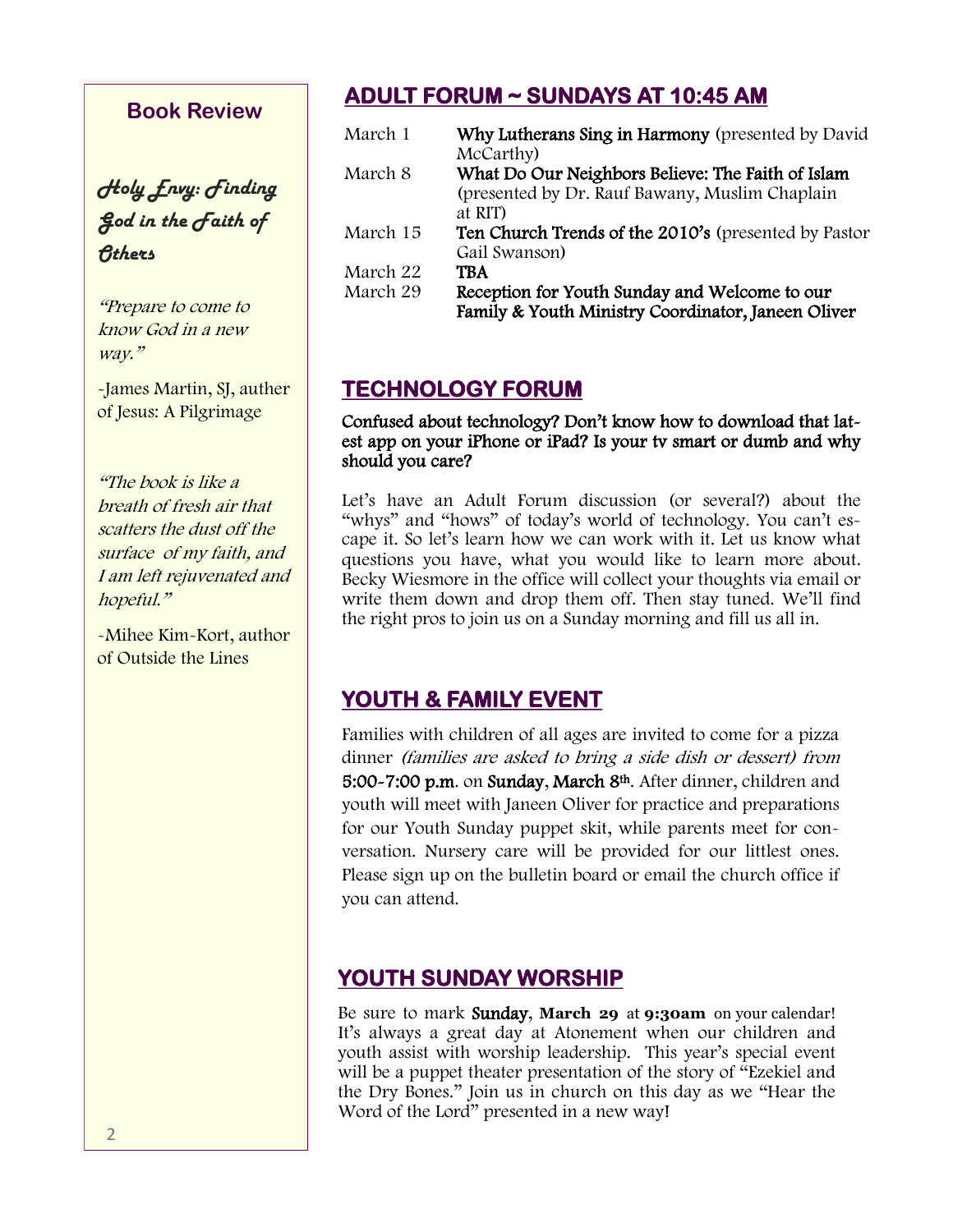## Book Review

***Holy Envy: Finding God in the Faith of Others***

*"Prepare to come to know God in a new way."*

-James Martin, SJ, auther of Jesus: A Pilgrimage

*"The book is like a breath of fresh air that scatters the dust off the surface of my faith, and I am left rejuvenated and hopeful."*

-Mihee Kim-Kort, author of Outside the Lines

## ADULT FORUM ~ SUNDAYS AT 10:45 AM

| | |
|---|---|
| March 1 | **Why Lutherans Sing in Harmony** (presented by David McCarthy) |
| March 8 | **What Do Our Neighbors Believe: The Faith of Islam** (presented by Dr. Rauf Bawany, Muslim Chaplain at RIT) |
| March 15 | **Ten Church Trends of the 2010's** (presented by Pastor Gail Swanson) |
| March 22 | **TBA** |
| March 29 | **Reception for Youth Sunday and Welcome to our Family & Youth Ministry Coordinator, Janeen Oliver** |

## TECHNOLOGY FORUM

**Confused about technology? Don't know how to download that latest app on your iPhone or iPad? Is your tv smart or dumb and why should you care?**

Let's have an Adult Forum discussion (or several?) about the "whys" and "hows" of today's world of technology. You can't escape it. So let's learn how we can work with it. Let us know what questions you have, what you would like to learn more about. Becky Wiesmore in the office will collect your thoughts via email or write them down and drop them off. Then stay tuned. We'll find the right pros to join us on a Sunday morning and fill us all in.

## YOUTH & FAMILY EVENT

Families with children of all ages are invited to come for a pizza dinner *(families are asked to bring a side dish or dessert) from* **5:00-7:00 p.m**. on **Sunday**, **March 8th**. After dinner, children and youth will meet with Janeen Oliver for practice and preparations for our Youth Sunday puppet skit, while parents meet for conversation. Nursery care will be provided for our littlest ones. Please sign up on the bulletin board or email the church office if you can attend.

## YOUTH SUNDAY WORSHIP

Be sure to mark **Sunday**, **March 29** at **9:30am** on your calendar! It's always a great day at Atonement when our children and youth assist with worship leadership. This year's special event will be a puppet theater presentation of the story of "Ezekiel and the Dry Bones." Join us in church on this day as we "Hear the Word of the Lord" presented in a new way!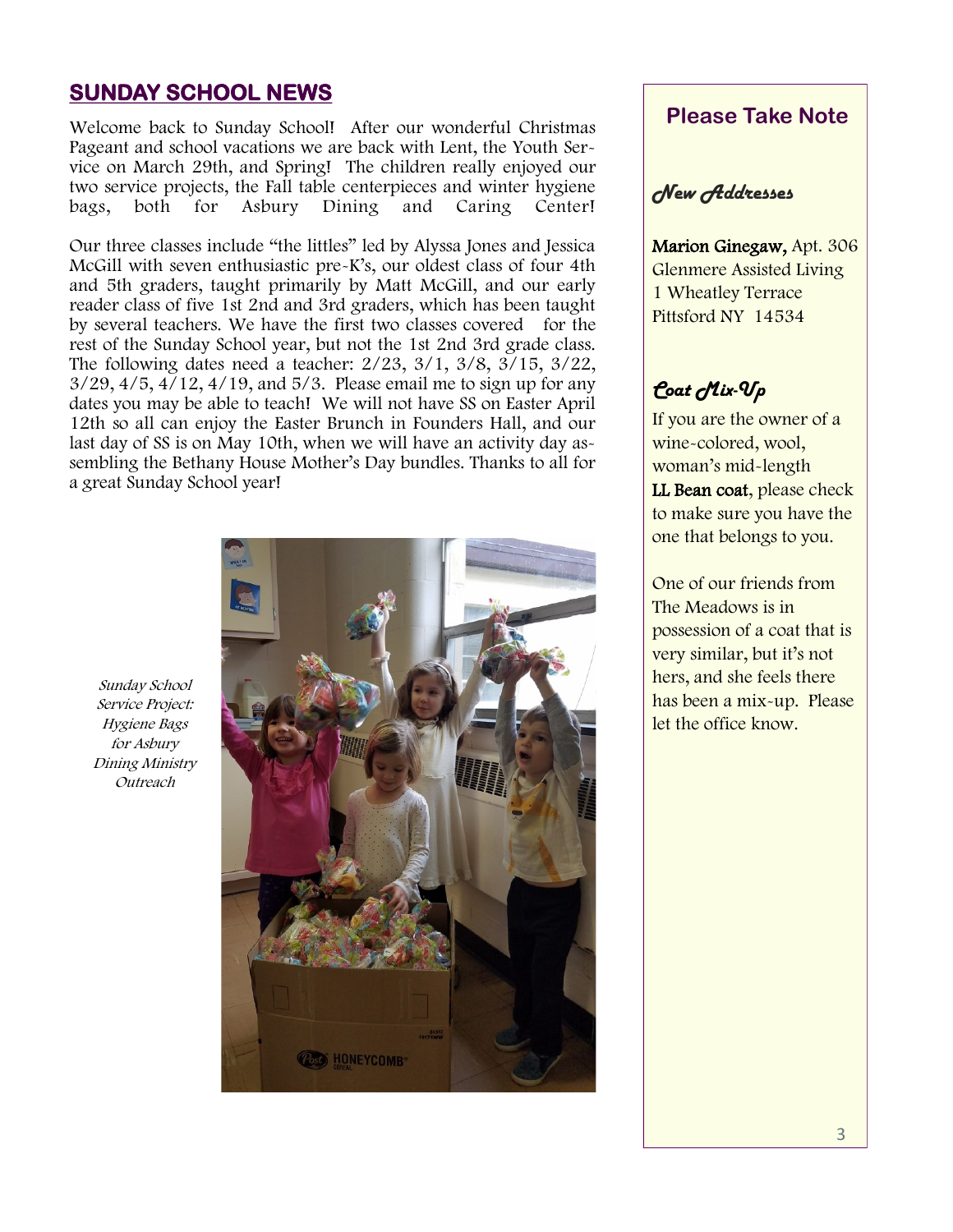## SUNDAY SCHOOL NEWS

Welcome back to Sunday School! After our wonderful Christmas Pageant and school vacations we are back with Lent, the Youth Service on March 29th, and Spring! The children really enjoyed our two service projects, the Fall table centerpieces and winter hygiene bags, both for Asbury Dining and Caring Center!

Our three classes include "the littles" led by Alyssa Jones and Jessica McGill with seven enthusiastic pre-K's, our oldest class of four 4th and 5th graders, taught primarily by Matt McGill, and our early reader class of five 1st 2nd and 3rd graders, which has been taught by several teachers. We have the first two classes covered for the rest of the Sunday School year, but not the 1st 2nd 3rd grade class. The following dates need a teacher: 2/23, 3/1, 3/8, 3/15, 3/22, 3/29, 4/5, 4/12, 4/19, and 5/3. Please email me to sign up for any dates you may be able to teach! We will not have SS on Easter April 12th so all can enjoy the Easter Brunch in Founders Hall, and our last day of SS is on May 10th, when we will have an activity day assembling the Bethany House Mother's Day bundles. Thanks to all for a great Sunday School year!

*Sunday School Service Project: Hygiene Bags for Asbury Dining Ministry Outreach*

## Please Take Note

### *New Addresses*

**Marion Ginegaw,** Apt. 306
Glenmere Assisted Living
1 Wheatley Terrace
Pittsford NY 14534

### *Coat Mix-Up*

If you are the owner of a wine-colored, wool, woman's mid-length **LL Bean coat**, please check to make sure you have the one that belongs to you.

One of our friends from The Meadows is in possession of a coat that is very similar, but it's not hers, and she feels there has been a mix-up. Please let the office know.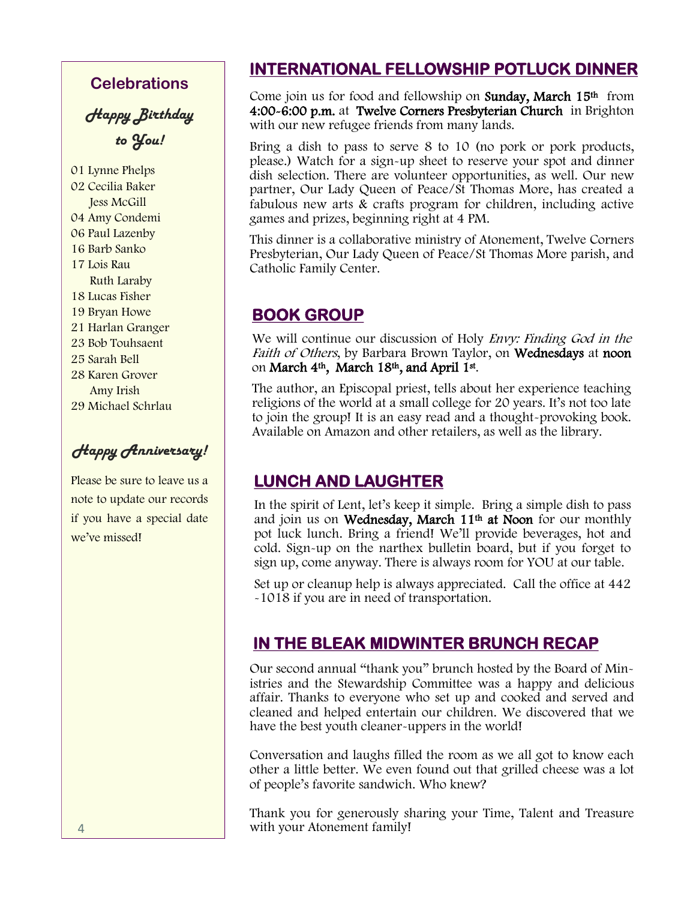## Celebrations

### *Happy Birthday to You!*

01 Lynne Phelps
02 Cecilia Baker
Jess McGill
04 Amy Condemi
06 Paul Lazenby
16 Barb Sanko
17 Lois Rau
Ruth Laraby
18 Lucas Fisher
19 Bryan Howe
21 Harlan Granger
23 Bob Touhsaent
25 Sarah Bell
28 Karen Grover
Amy Irish
29 Michael Schrlau

### *Happy Anniversary!*

Please be sure to leave us a note to update our records if you have a special date we've missed!

## INTERNATIONAL FELLOWSHIP POTLUCK DINNER

Come join us for food and fellowship on **Sunday, March 15th** from **4:00-6:00 p.m.** at **Twelve Corners Presbyterian Church** in Brighton with our new refugee friends from many lands.

Bring a dish to pass to serve 8 to 10 (no pork or pork products, please.) Watch for a sign-up sheet to reserve your spot and dinner dish selection. There are volunteer opportunities, as well. Our new partner, Our Lady Queen of Peace/St Thomas More, has created a fabulous new arts & crafts program for children, including active games and prizes, beginning right at 4 PM.

This dinner is a collaborative ministry of Atonement, Twelve Corners Presbyterian, Our Lady Queen of Peace/St Thomas More parish, and Catholic Family Center.

## BOOK GROUP

We will continue our discussion of Holy *Envy: Finding God in the Faith of Others*, by Barbara Brown Taylor, on **Wednesdays** at **noon** on **March 4th, March 18th, and April 1st**.

The author, an Episcopal priest, tells about her experience teaching religions of the world at a small college for 20 years. It's not too late to join the group! It is an easy read and a thought-provoking book. Available on Amazon and other retailers, as well as the library.

## LUNCH AND LAUGHTER

In the spirit of Lent, let's keep it simple. Bring a simple dish to pass and join us on **Wednesday, March 11th at Noon** for our monthly pot luck lunch. Bring a friend! We'll provide beverages, hot and cold. Sign-up on the narthex bulletin board, but if you forget to sign up, come anyway. There is always room for YOU at our table.

Set up or cleanup help is always appreciated. Call the office at 442 -1018 if you are in need of transportation.

## IN THE BLEAK MIDWINTER BRUNCH RECAP

Our second annual "thank you" brunch hosted by the Board of Ministries and the Stewardship Committee was a happy and delicious affair. Thanks to everyone who set up and cooked and served and cleaned and helped entertain our children. We discovered that we have the best youth cleaner-uppers in the world!

Conversation and laughs filled the room as we all got to know each other a little better. We even found out that grilled cheese was a lot of people's favorite sandwich. Who knew?

Thank you for generously sharing your Time, Talent and Treasure with your Atonement family!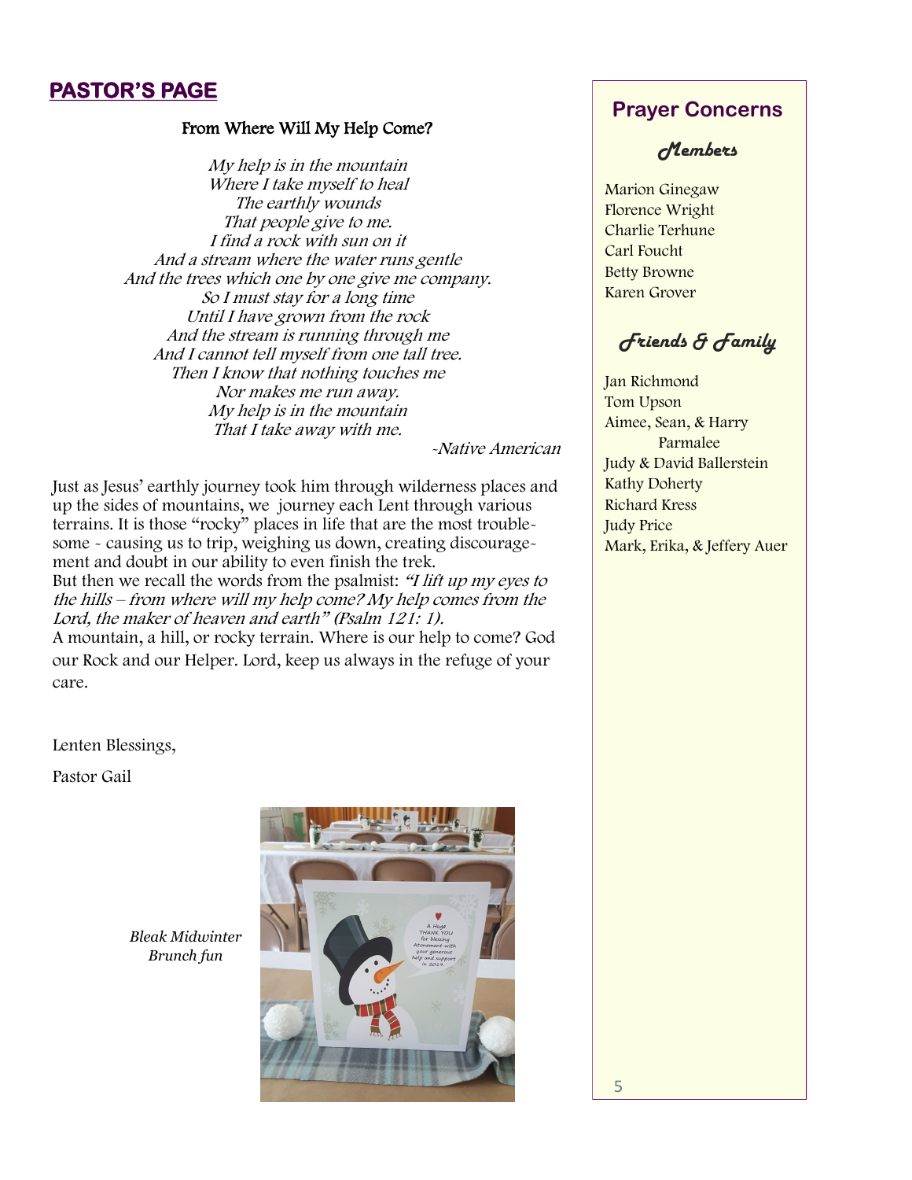## PASTOR'S PAGE

**From Where Will My Help Come?**

*My help is in the mountain*
*Where I take myself to heal*
*The earthly wounds*
*That people give to me.*
*I find a rock with sun on it*
*And a stream where the water runs gentle*
*And the trees which one by one give me company.*
*So I must stay for a long time*
*Until I have grown from the rock*
*And the stream is running through me*
*And I cannot tell myself from one tall tree.*
*Then I know that nothing touches me*
*Nor makes me run away.*
*My help is in the mountain*
*That I take away with me.*

*-Native American*

Just as Jesus' earthly journey took him through wilderness places and up the sides of mountains, we journey each Lent through various terrains. It is those "rocky" places in life that are the most troublesome - causing us to trip, weighing us down, creating discouragement and doubt in our ability to even finish the trek.
But then we recall the words from the psalmist: *"I lift up my eyes to the hills – from where will my help come? My help comes from the Lord, the maker of heaven and earth" (Psalm 121: 1).*
A mountain, a hill, or rocky terrain. Where is our help to come? God our Rock and our Helper. Lord, keep us always in the refuge of your care.

Lenten Blessings,

Pastor Gail

*Bleak Midwinter Brunch fun*

## Prayer Concerns

### *Members*

Marion Ginegaw
Florence Wright
Charlie Terhune
Carl Foucht
Betty Browne
Karen Grover

### *Friends & Family*

Jan Richmond
Tom Upson
Aimee, Sean, & Harry Parmalee
Judy & David Ballerstein
Kathy Doherty
Richard Kress
Judy Price
Mark, Erika, & Jeffery Auer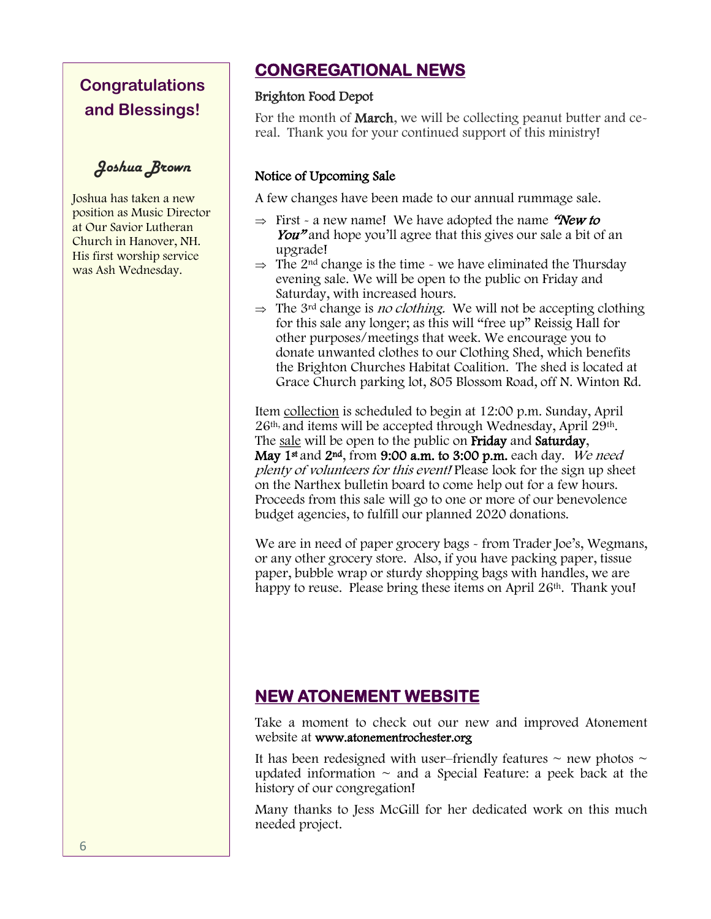## Congratulations and Blessings!

### *Joshua Brown*

Joshua has taken a new position as Music Director at Our Savior Lutheran Church in Hanover, NH. His first worship service was Ash Wednesday.

## CONGREGATIONAL NEWS

### Brighton Food Depot

For the month of **March**, we will be collecting peanut butter and cereal. Thank you for your continued support of this ministry!

### Notice of Upcoming Sale

A few changes have been made to our annual rummage sale.

- ⇒ First - a new name! We have adopted the name ***"New to You"*** and hope you'll agree that this gives our sale a bit of an upgrade!
- ⇒ The 2nd change is the time - we have eliminated the Thursday evening sale. We will be open to the public on Friday and Saturday, with increased hours.
- ⇒ The 3rd change is *no clothing.* We will not be accepting clothing for this sale any longer; as this will "free up" Reissig Hall for other purposes/meetings that week. We encourage you to donate unwanted clothes to our Clothing Shed, which benefits the Brighton Churches Habitat Coalition. The shed is located at Grace Church parking lot, 805 Blossom Road, off N. Winton Rd.

Item collection is scheduled to begin at 12:00 p.m. Sunday, April 26th, and items will be accepted through Wednesday, April 29th. The sale will be open to the public on **Friday** and **Saturday**, **May 1st** and **2nd**, from **9:00 a.m. to 3:00 p.m.** each day. *We need plenty of volunteers for this event!* Please look for the sign up sheet on the Narthex bulletin board to come help out for a few hours. Proceeds from this sale will go to one or more of our benevolence budget agencies, to fulfill our planned 2020 donations.

We are in need of paper grocery bags - from Trader Joe's, Wegmans, or any other grocery store. Also, if you have packing paper, tissue paper, bubble wrap or sturdy shopping bags with handles, we are happy to reuse. Please bring these items on April 26th. Thank you!

## NEW ATONEMENT WEBSITE

Take a moment to check out our new and improved Atonement website at **www.atonementrochester.org**

It has been redesigned with user–friendly features ~ new photos ~ updated information ~ and a Special Feature: a peek back at the history of our congregation!

Many thanks to Jess McGill for her dedicated work on this much needed project.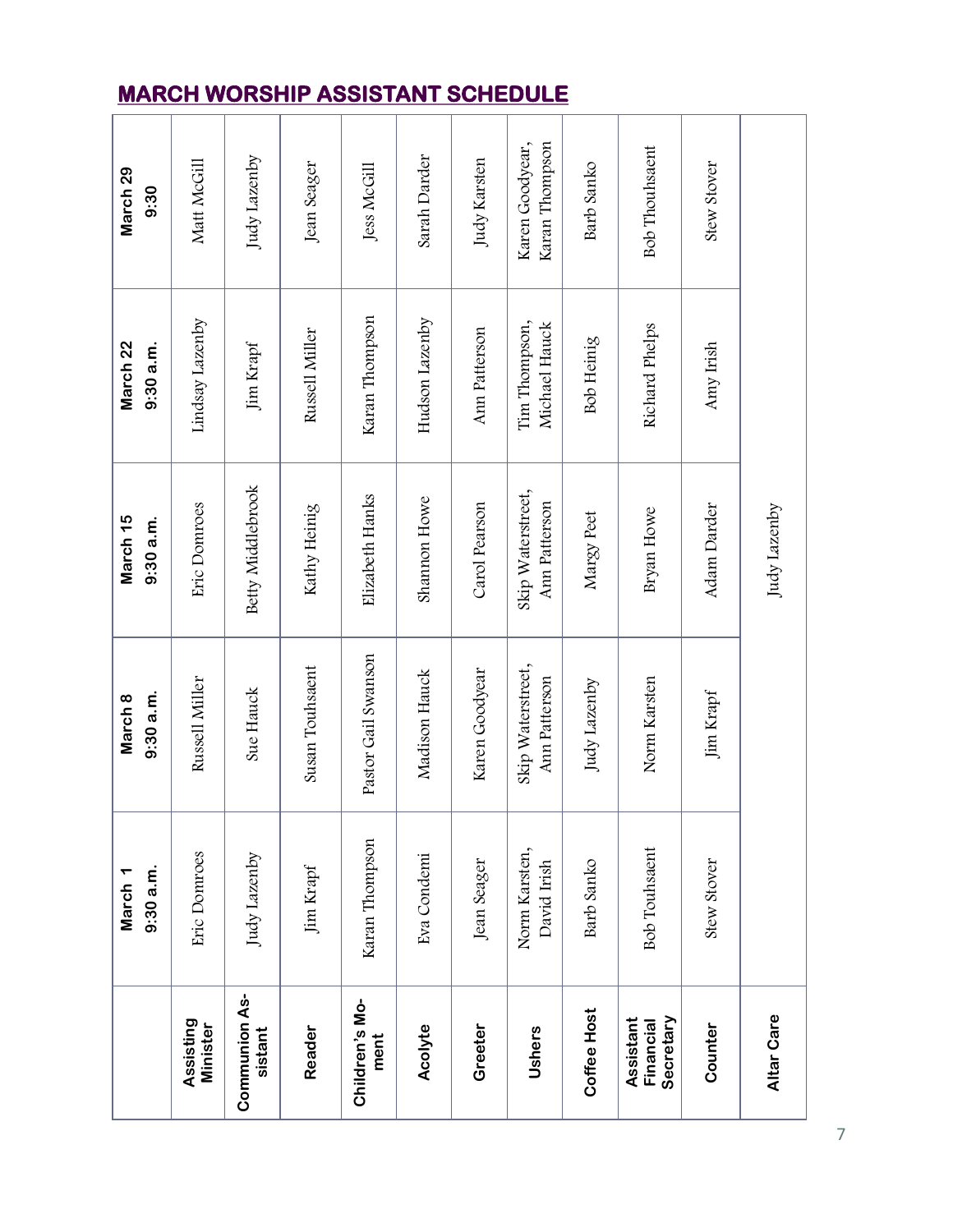## MARCH WORSHIP ASSISTANT SCHEDULE

| | March 1 9:30 a.m. | March 8 9:30 a.m. | March 15 9:30 a.m. | March 22 9:30 a.m. | March 29 9:30 |
|---|---|---|---|---|---|
| **Assisting Minister** | Eric Domroes | Russell Miller | Eric Domroes | Lindsay Lazenby | Matt McGill |
| **Communion Assistant** | Judy Lazenby | Sue Hauck | Betty Middlebrook | Jim Krapf | Judy Lazenby |
| **Reader** | Jim Krapf | Susan Touhsaent | Kathy Heinig | Russell Miller | Jean Seager |
| **Children's Moment** | Karan Thompson | Pastor Gail Swanson | Elizabeth Hanks | Karan Thompson | Jess McGill |
| **Acolyte** | Eva Condemi | Madison Hauck | Shannon Howe | Hudson Lazenby | Sarah Darder |
| **Greeter** | Jean Seager | Karen Goodyear | Carol Pearson | Ann Patterson | Judy Karsten |
| **Ushers** | Norm Karsten, David Irish | Skip Waterstreet, Ann Patterson | Skip Waterstreet, Ann Patterson | Tim Thompson, Michael Hauck | Karen Goodyear, Karan Thompson |
| **Coffee Host** | Barb Sanko | Judy Lazenby | Margy Peet | Bob Heinig | Barb Sanko |
| **Assistant Financial Secretary** | Bob Touhsaent | Norm Karsten | Bryan Howe | Richard Phelps | Bob Thouhsaent |
| **Counter** | Stew Stover | Jim Krapf | Adam Darder | Amy Irish | Stew Stover |
| **Altar Care** | | | Judy Lazenby | | |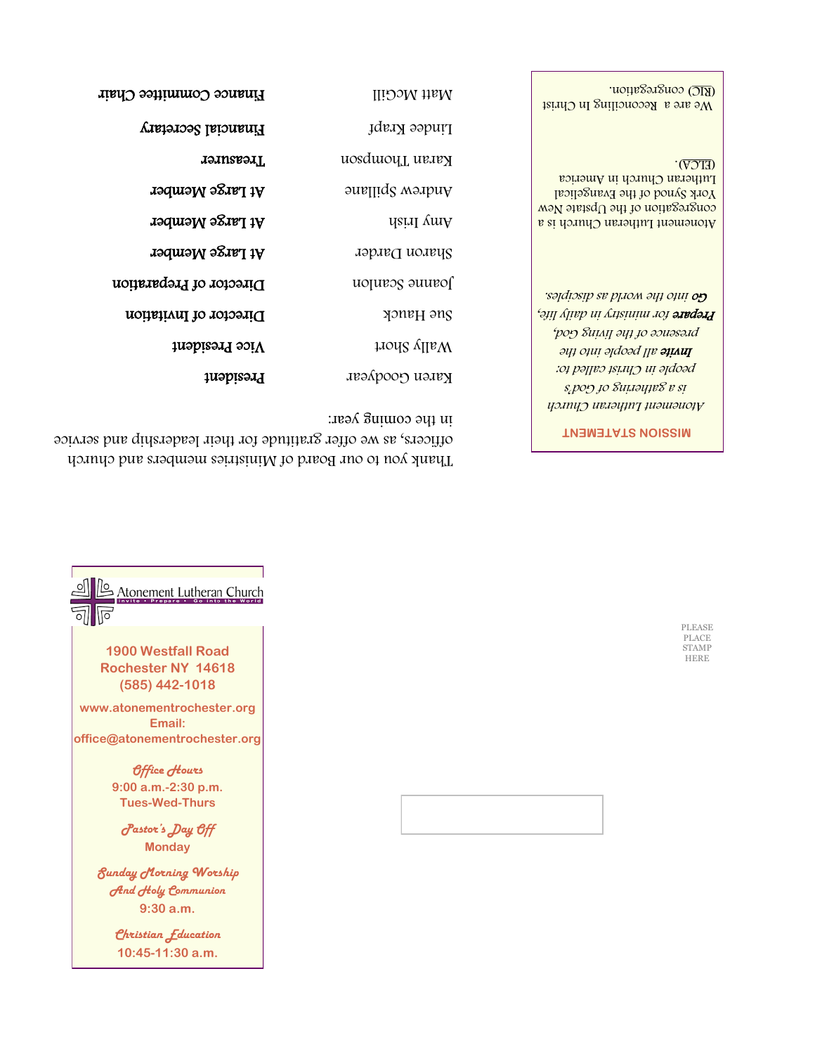Thank you to our Board of Ministries members and church officers, as we offer gratitude for their leadership and service in the coming year:

| | |
|---|---|
| Karen Goodyear | **President** |
| Wally Short | **Vice President** |
| Sue Hauck | **Director of Invitation** |
| Joanne Scanlon | **Director of Preparation** |
| Sharon Darder | **At Large Member** |
| Amy Irish | **At Large Member** |
| Andrew Spillane | **At Large Member** |
| Karan Thompson | **Treasurer** |
| Lindee Krapf | **Financial Secretary** |
| Matt McGill | **Finance Committee Chair** |

## MISSION STATEMENT

*Atonement Lutheran Church is a gathering of God's people in Christ called to:*
***Invite*** *all people into the presence of the living God,*
***Prepare*** *for ministry in daily life,*
***Go*** *into the world as disciples.*

Atonement Lutheran Church is a congregation of the Upstate New York Synod of the Evangelical Lutheran Church in America (ELCA).

We are a Reconciling In Christ (RIC) congregation.

Atonement Lutheran Church
Invite • Prepare • Go into the World

**1900 Westfall Road**
**Rochester NY 14618**
**(585) 442-1018**

**www.atonementrochester.org**
**Email:**
**office@atonementrochester.org**

*Office Hours*
**9:00 a.m.-2:30 p.m.**
**Tues-Wed-Thurs**

*Pastor's Day Off*
**Monday**

*Sunday Morning Worship*
*And Holy Communion*
**9:30 a.m.**

*Christian Education*
**10:45-11:30 a.m.**

PLEASE PLACE STAMP HERE